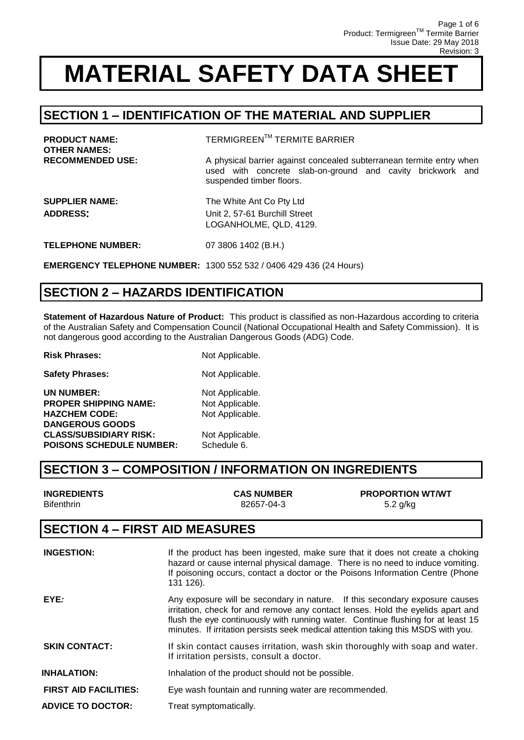# MATERIAL SAFETY DATA SHEET

## SECTION 1 – IDENTIFICATION OF THE MATERIAL AND SUPPLIER

**PRODUCT NAME:** TERMIGREEN™ TERMITE BARRIER

**OTHER NAMES:**

**RECOMMENDED USE:** A physical barrier against concealed subterranean termite entry when used with concrete slab-on-ground and cavity brickwork and suspended timber floors.

**SUPPLIER NAME:** The White Ant Co Pty Ltd

**ADDRESS:** Unit 2, 57-61 Burchill Street
LOGANHOLME, QLD, 4129.

**TELEPHONE NUMBER:** 07 3806 1402 (B.H.)

**EMERGENCY TELEPHONE NUMBER:** 1300 552 532 / 0406 429 436 (24 Hours)

## SECTION 2 – HAZARDS IDENTIFICATION

**Statement of Hazardous Nature of Product:** This product is classified as non-Hazardous according to criteria of the Australian Safety and Compensation Council (National Occupational Health and Safety Commission). It is not dangerous good according to the Australian Dangerous Goods (ADG) Code.

**Risk Phrases:** Not Applicable.

**Safety Phrases:** Not Applicable.

**UN NUMBER:** Not Applicable.
**PROPER SHIPPING NAME:** Not Applicable.
**HAZCHEM CODE:** Not Applicable.
**DANGEROUS GOODS CLASS/SUBSIDIARY RISK:** Not Applicable.
**POISONS SCHEDULE NUMBER:** Schedule 6.

## SECTION 3 – COMPOSITION / INFORMATION ON INGREDIENTS

| INGREDIENTS | CAS NUMBER | PROPORTION WT/WT |
|---|---|---|
| Bifenthrin | 82657-04-3 | 5.2 g/kg |

## SECTION 4 – FIRST AID MEASURES

**INGESTION:** If the product has been ingested, make sure that it does not create a choking hazard or cause internal physical damage. There is no need to induce vomiting. If poisoning occurs, contact a doctor or the Poisons Information Centre (Phone 131 126).

**EYE:** Any exposure will be secondary in nature. If this secondary exposure causes irritation, check for and remove any contact lenses. Hold the eyelids apart and flush the eye continuously with running water. Continue flushing for at least 15 minutes. If irritation persists seek medical attention taking this MSDS with you.

**SKIN CONTACT:** If skin contact causes irritation, wash skin thoroughly with soap and water. If irritation persists, consult a doctor.

**INHALATION:** Inhalation of the product should not be possible.

**FIRST AID FACILITIES:** Eye wash fountain and running water are recommended.

**ADVICE TO DOCTOR:** Treat symptomatically.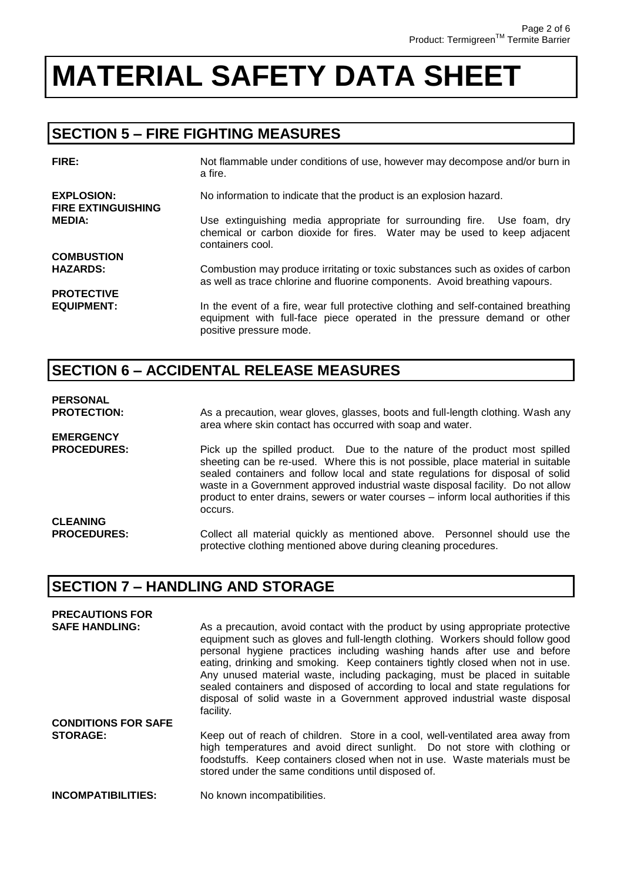# MATERIAL SAFETY DATA SHEET

## SECTION 5 – FIRE FIGHTING MEASURES

**FIRE:** Not flammable under conditions of use, however may decompose and/or burn in a fire.

**EXPLOSION:** No information to indicate that the product is an explosion hazard.

**FIRE EXTINGUISHING MEDIA:** Use extinguishing media appropriate for surrounding fire. Use foam, dry chemical or carbon dioxide for fires. Water may be used to keep adjacent containers cool.

**COMBUSTION HAZARDS:** Combustion may produce irritating or toxic substances such as oxides of carbon as well as trace chlorine and fluorine components. Avoid breathing vapours.

**PROTECTIVE EQUIPMENT:** In the event of a fire, wear full protective clothing and self-contained breathing equipment with full-face piece operated in the pressure demand or other positive pressure mode.

## SECTION 6 – ACCIDENTAL RELEASE MEASURES

**PERSONAL PROTECTION:** As a precaution, wear gloves, glasses, boots and full-length clothing. Wash any area where skin contact has occurred with soap and water.

**EMERGENCY PROCEDURES:** Pick up the spilled product. Due to the nature of the product most spilled sheeting can be re-used. Where this is not possible, place material in suitable sealed containers and follow local and state regulations for disposal of solid waste in a Government approved industrial waste disposal facility. Do not allow product to enter drains, sewers or water courses – inform local authorities if this occurs.

**CLEANING PROCEDURES:** Collect all material quickly as mentioned above. Personnel should use the protective clothing mentioned above during cleaning procedures.

## SECTION 7 – HANDLING AND STORAGE

**PRECAUTIONS FOR SAFE HANDLING:** As a precaution, avoid contact with the product by using appropriate protective equipment such as gloves and full-length clothing. Workers should follow good personal hygiene practices including washing hands after use and before eating, drinking and smoking. Keep containers tightly closed when not in use. Any unused material waste, including packaging, must be placed in suitable sealed containers and disposed of according to local and state regulations for disposal of solid waste in a Government approved industrial waste disposal facility.

**CONDITIONS FOR SAFE STORAGE:** Keep out of reach of children. Store in a cool, well-ventilated area away from high temperatures and avoid direct sunlight. Do not store with clothing or foodstuffs. Keep containers closed when not in use. Waste materials must be stored under the same conditions until disposed of.

**INCOMPATIBILITIES:** No known incompatibilities.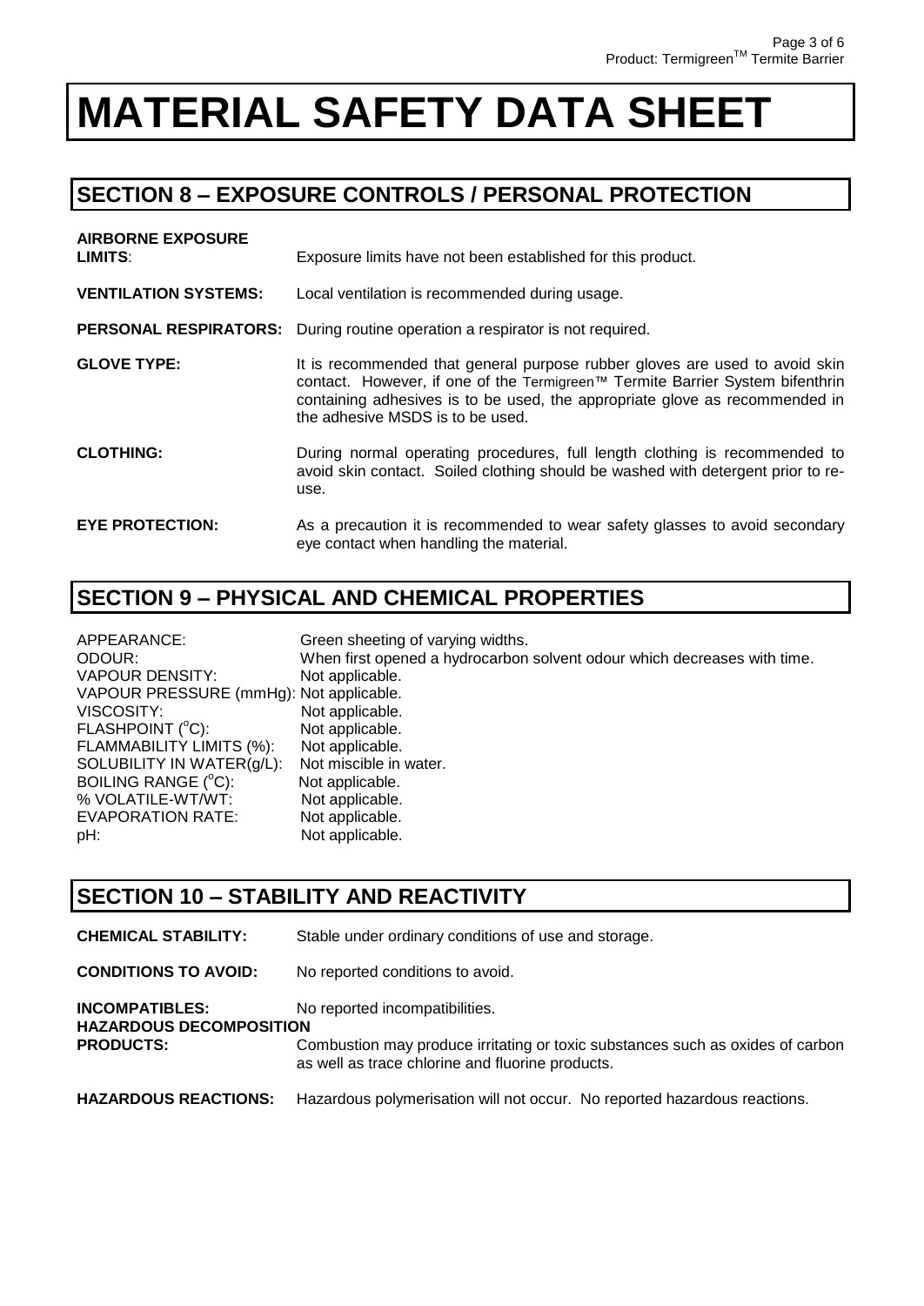# MATERIAL SAFETY DATA SHEET

## SECTION 8 – EXPOSURE CONTROLS / PERSONAL PROTECTION

**AIRBORNE EXPOSURE LIMITS**: Exposure limits have not been established for this product.

**VENTILATION SYSTEMS:** Local ventilation is recommended during usage.

**PERSONAL RESPIRATORS:** During routine operation a respirator is not required.

**GLOVE TYPE:** It is recommended that general purpose rubber gloves are used to avoid skin contact. However, if one of the Termigreen™ Termite Barrier System bifenthrin containing adhesives is to be used, the appropriate glove as recommended in the adhesive MSDS is to be used.

**CLOTHING:** During normal operating procedures, full length clothing is recommended to avoid skin contact. Soiled clothing should be washed with detergent prior to re-use.

**EYE PROTECTION:** As a precaution it is recommended to wear safety glasses to avoid secondary eye contact when handling the material.

## SECTION 9 – PHYSICAL AND CHEMICAL PROPERTIES

APPEARANCE: Green sheeting of varying widths.
ODOUR: When first opened a hydrocarbon solvent odour which decreases with time.
VAPOUR DENSITY: Not applicable.
VAPOUR PRESSURE (mmHg): Not applicable.
VISCOSITY: Not applicable.
FLASHPOINT ($^{o}$C): Not applicable.
FLAMMABILITY LIMITS (%): Not applicable.
SOLUBILITY IN WATER(g/L): Not miscible in water.
BOILING RANGE ($^{o}$C): Not applicable.
% VOLATILE-WT/WT: Not applicable.
EVAPORATION RATE: Not applicable.
pH: Not applicable.

## SECTION 10 – STABILITY AND REACTIVITY

**CHEMICAL STABILITY:** Stable under ordinary conditions of use and storage.

**CONDITIONS TO AVOID:** No reported conditions to avoid.

**INCOMPATIBLES:** No reported incompatibilities.

**HAZARDOUS DECOMPOSITION PRODUCTS:** Combustion may produce irritating or toxic substances such as oxides of carbon as well as trace chlorine and fluorine products.

**HAZARDOUS REACTIONS:** Hazardous polymerisation will not occur. No reported hazardous reactions.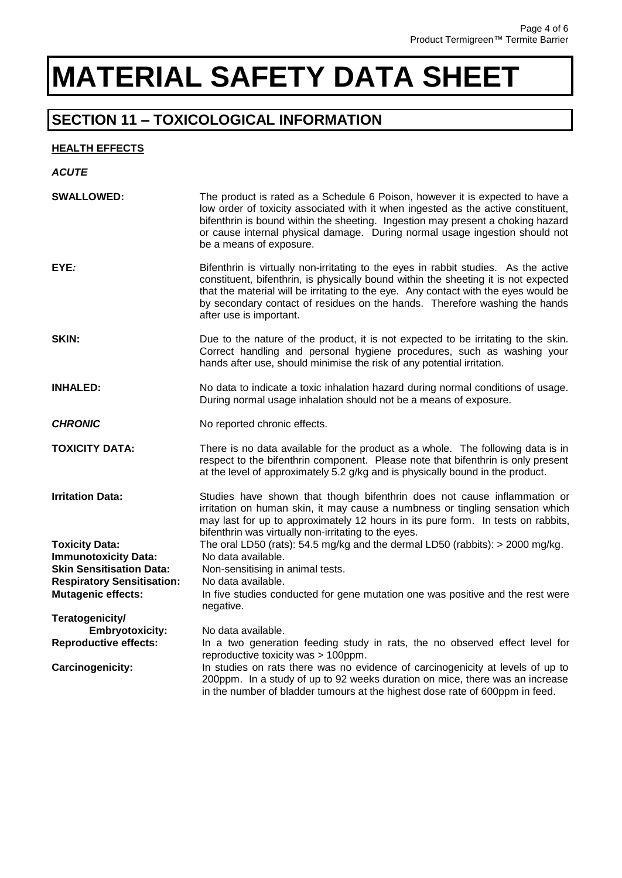# MATERIAL SAFETY DATA SHEET

## SECTION 11 – TOXICOLOGICAL INFORMATION

**HEALTH EFFECTS**

***ACUTE***

**SWALLOWED:** The product is rated as a Schedule 6 Poison, however it is expected to have a low order of toxicity associated with it when ingested as the active constituent, bifenthrin is bound within the sheeting. Ingestion may present a choking hazard or cause internal physical damage. During normal usage ingestion should not be a means of exposure.

**EYE*:*** Bifenthrin is virtually non-irritating to the eyes in rabbit studies. As the active constituent, bifenthrin, is physically bound within the sheeting it is not expected that the material will be irritating to the eye. Any contact with the eyes would be by secondary contact of residues on the hands. Therefore washing the hands after use is important.

**SKIN:** Due to the nature of the product, it is not expected to be irritating to the skin. Correct handling and personal hygiene procedures, such as washing your hands after use, should minimise the risk of any potential irritation.

**INHALED:** No data to indicate a toxic inhalation hazard during normal conditions of usage. During normal usage inhalation should not be a means of exposure.

***CHRONIC*** No reported chronic effects.

**TOXICITY DATA:** There is no data available for the product as a whole. The following data is in respect to the bifenthrin component. Please note that bifenthrin is only present at the level of approximately 5.2 g/kg and is physically bound in the product.

**Irritation Data:** Studies have shown that though bifenthrin does not cause inflammation or irritation on human skin, it may cause a numbness or tingling sensation which may last for up to approximately 12 hours in its pure form. In tests on rabbits, bifenthrin was virtually non-irritating to the eyes.

**Toxicity Data:** The oral LD50 (rats): 54.5 mg/kg and the dermal LD50 (rabbits): > 2000 mg/kg.

**Immunotoxicity Data:** No data available.

**Skin Sensitisation Data:** Non-sensitising in animal tests.

**Respiratory Sensitisation:** No data available.

**Mutagenic effects:** In five studies conducted for gene mutation one was positive and the rest were negative.

**Teratogenicity/ Embryotoxicity:** No data available.

**Reproductive effects:** In a two generation feeding study in rats, the no observed effect level for reproductive toxicity was > 100ppm.

**Carcinogenicity:** In studies on rats there was no evidence of carcinogenicity at levels of up to 200ppm. In a study of up to 92 weeks duration on mice, there was an increase in the number of bladder tumours at the highest dose rate of 600ppm in feed.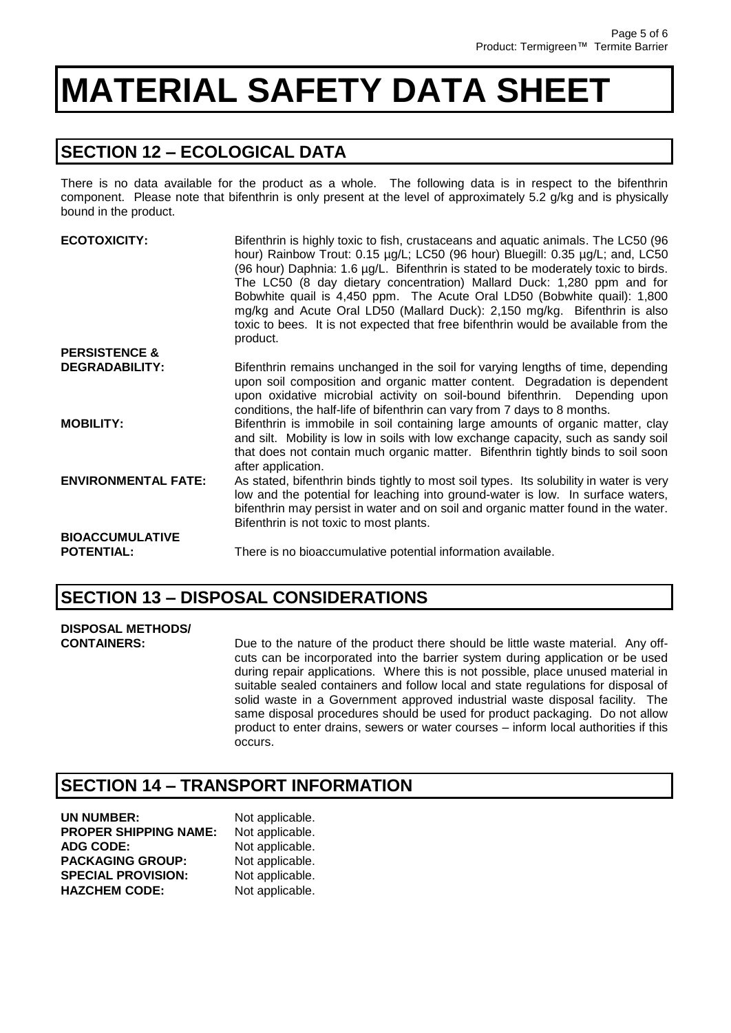# MATERIAL SAFETY DATA SHEET

## SECTION 12 – ECOLOGICAL DATA

There is no data available for the product as a whole. The following data is in respect to the bifenthrin component. Please note that bifenthrin is only present at the level of approximately 5.2 g/kg and is physically bound in the product.

**ECOTOXICITY:** Bifenthrin is highly toxic to fish, crustaceans and aquatic animals. The LC50 (96 hour) Rainbow Trout: 0.15 µg/L; LC50 (96 hour) Bluegill: 0.35 µg/L; and, LC50 (96 hour) Daphnia: 1.6 µg/L. Bifenthrin is stated to be moderately toxic to birds. The LC50 (8 day dietary concentration) Mallard Duck: 1,280 ppm and for Bobwhite quail is 4,450 ppm. The Acute Oral LD50 (Bobwhite quail): 1,800 mg/kg and Acute Oral LD50 (Mallard Duck): 2,150 mg/kg. Bifenthrin is also toxic to bees. It is not expected that free bifenthrin would be available from the product.

**PERSISTENCE & DEGRADABILITY:** Bifenthrin remains unchanged in the soil for varying lengths of time, depending upon soil composition and organic matter content. Degradation is dependent upon oxidative microbial activity on soil-bound bifenthrin. Depending upon conditions, the half-life of bifenthrin can vary from 7 days to 8 months.

**MOBILITY:** Bifenthrin is immobile in soil containing large amounts of organic matter, clay and silt. Mobility is low in soils with low exchange capacity, such as sandy soil that does not contain much organic matter. Bifenthrin tightly binds to soil soon after application.

**ENVIRONMENTAL FATE:** As stated, bifenthrin binds tightly to most soil types. Its solubility in water is very low and the potential for leaching into ground-water is low. In surface waters, bifenthrin may persist in water and on soil and organic matter found in the water. Bifenthrin is not toxic to most plants.

**BIOACCUMULATIVE POTENTIAL:** There is no bioaccumulative potential information available.

## SECTION 13 – DISPOSAL CONSIDERATIONS

**DISPOSAL METHODS/ CONTAINERS:** Due to the nature of the product there should be little waste material. Any off-cuts can be incorporated into the barrier system during application or be used during repair applications. Where this is not possible, place unused material in suitable sealed containers and follow local and state regulations for disposal of solid waste in a Government approved industrial waste disposal facility. The same disposal procedures should be used for product packaging. Do not allow product to enter drains, sewers or water courses – inform local authorities if this occurs.

## SECTION 14 – TRANSPORT INFORMATION

**UN NUMBER:** Not applicable.
**PROPER SHIPPING NAME:** Not applicable.
**ADG CODE:** Not applicable.
**PACKAGING GROUP:** Not applicable.
**SPECIAL PROVISION:** Not applicable.
**HAZCHEM CODE:** Not applicable.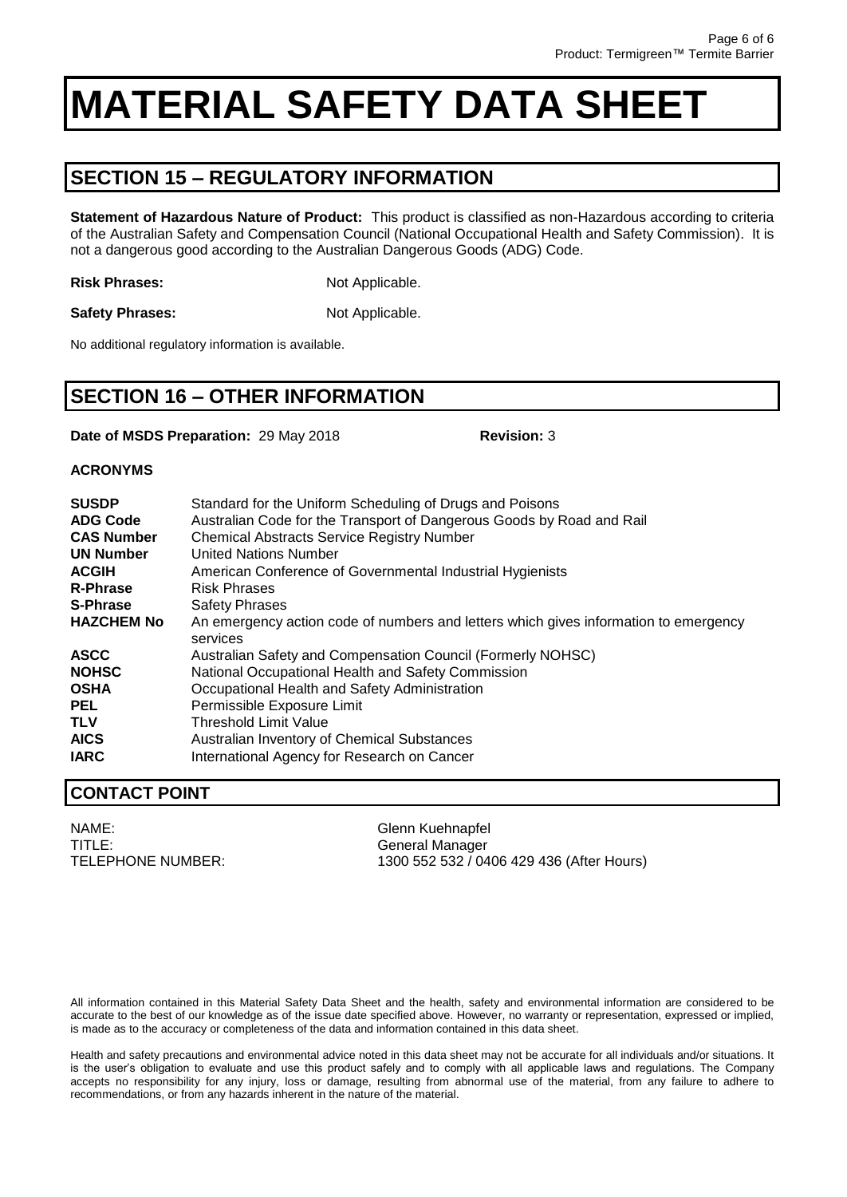# MATERIAL SAFETY DATA SHEET

## SECTION 15 – REGULATORY INFORMATION

**Statement of Hazardous Nature of Product:** This product is classified as non-Hazardous according to criteria of the Australian Safety and Compensation Council (National Occupational Health and Safety Commission). It is not a dangerous good according to the Australian Dangerous Goods (ADG) Code.

**Risk Phrases:** Not Applicable.

**Safety Phrases:** Not Applicable.

No additional regulatory information is available.

## SECTION 16 – OTHER INFORMATION

**Date of MSDS Preparation:** 29 May 2018 **Revision:** 3

**ACRONYMS**

| | |
|---|---|
| **SUSDP** | Standard for the Uniform Scheduling of Drugs and Poisons |
| **ADG Code** | Australian Code for the Transport of Dangerous Goods by Road and Rail |
| **CAS Number** | Chemical Abstracts Service Registry Number |
| **UN Number** | United Nations Number |
| **ACGIH** | American Conference of Governmental Industrial Hygienists |
| **R-Phrase** | Risk Phrases |
| **S-Phrase** | Safety Phrases |
| **HAZCHEM No** | An emergency action code of numbers and letters which gives information to emergency services |
| **ASCC** | Australian Safety and Compensation Council (Formerly NOHSC) |
| **NOHSC** | National Occupational Health and Safety Commission |
| **OSHA** | Occupational Health and Safety Administration |
| **PEL** | Permissible Exposure Limit |
| **TLV** | Threshold Limit Value |
| **AICS** | Australian Inventory of Chemical Substances |
| **IARC** | International Agency for Research on Cancer |

## CONTACT POINT

| | |
|---|---|
| NAME: | Glenn Kuehnapfel |
| TITLE: | General Manager |
| TELEPHONE NUMBER: | 1300 552 532 / 0406 429 436 (After Hours) |

All information contained in this Material Safety Data Sheet and the health, safety and environmental information are considered to be accurate to the best of our knowledge as of the issue date specified above. However, no warranty or representation, expressed or implied, is made as to the accuracy or completeness of the data and information contained in this data sheet.

Health and safety precautions and environmental advice noted in this data sheet may not be accurate for all individuals and/or situations. It is the user's obligation to evaluate and use this product safely and to comply with all applicable laws and regulations. The Company accepts no responsibility for any injury, loss or damage, resulting from abnormal use of the material, from any failure to adhere to recommendations, or from any hazards inherent in the nature of the material.